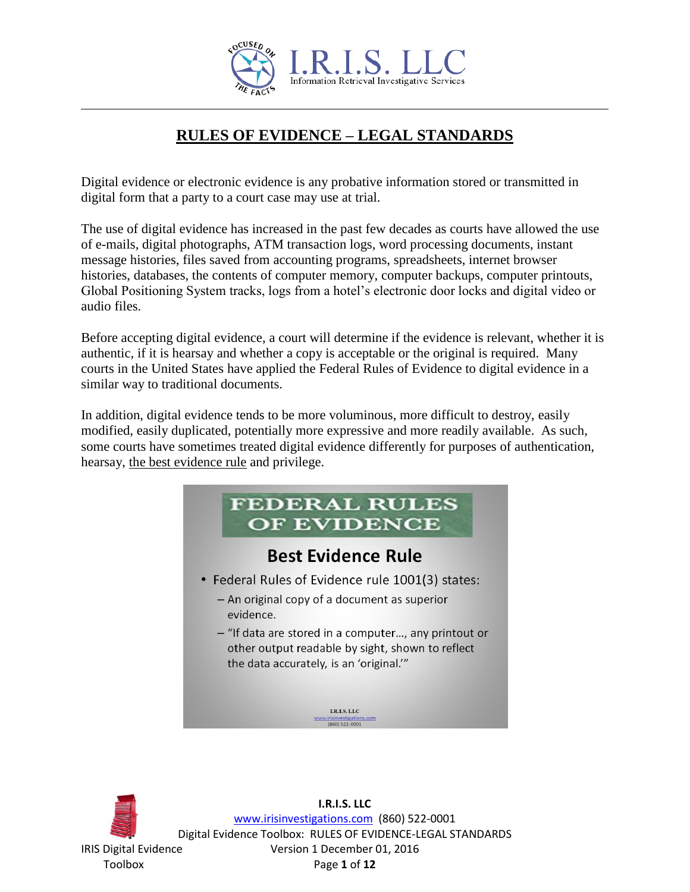# RULES OF EVIDENCE – LEGAL STANDARDS

Digital evidence or electronic evidence is any probative information stored or transmitted in digital form that a party to a court case may use at trial.

The use of digital evidence has increased in the past few decades as courts have allowed the use of e-mails, digital photographs, ATM transaction logs, word processing documents, instant message histories, files saved from accounting programs, spreadsheets, internet browser histories, databases, the contents of computer memory, computer backups, computer printouts, Global Positioning System tracks, logs from a hotel's electronic door locks and digital video or audio files.

Before accepting digital evidence, a court will determine if the evidence is relevant, whether it is authentic, if it is hearsay and whether a copy is acceptable or the original is required. Many courts in the United States have applied the Federal Rules of Evidence to digital evidence in a similar way to traditional documents.

In addition, digital evidence tends to be more voluminous, more difficult to destroy, easily modified, easily duplicated, potentially more expressive and more readily available. As such, some courts have sometimes treated digital evidence differently for purposes of authentication, hearsay, the best evidence rule and privilege.

**FEDERAL RULES OF EVIDENCE**

**Best Evidence Rule**

- Federal Rules of Evidence rule 1001(3) states:
  - An original copy of a document as superior evidence.
  - "If data are stored in a computer…, any printout or other output readable by sight, shown to reflect the data accurately, is an 'original.'"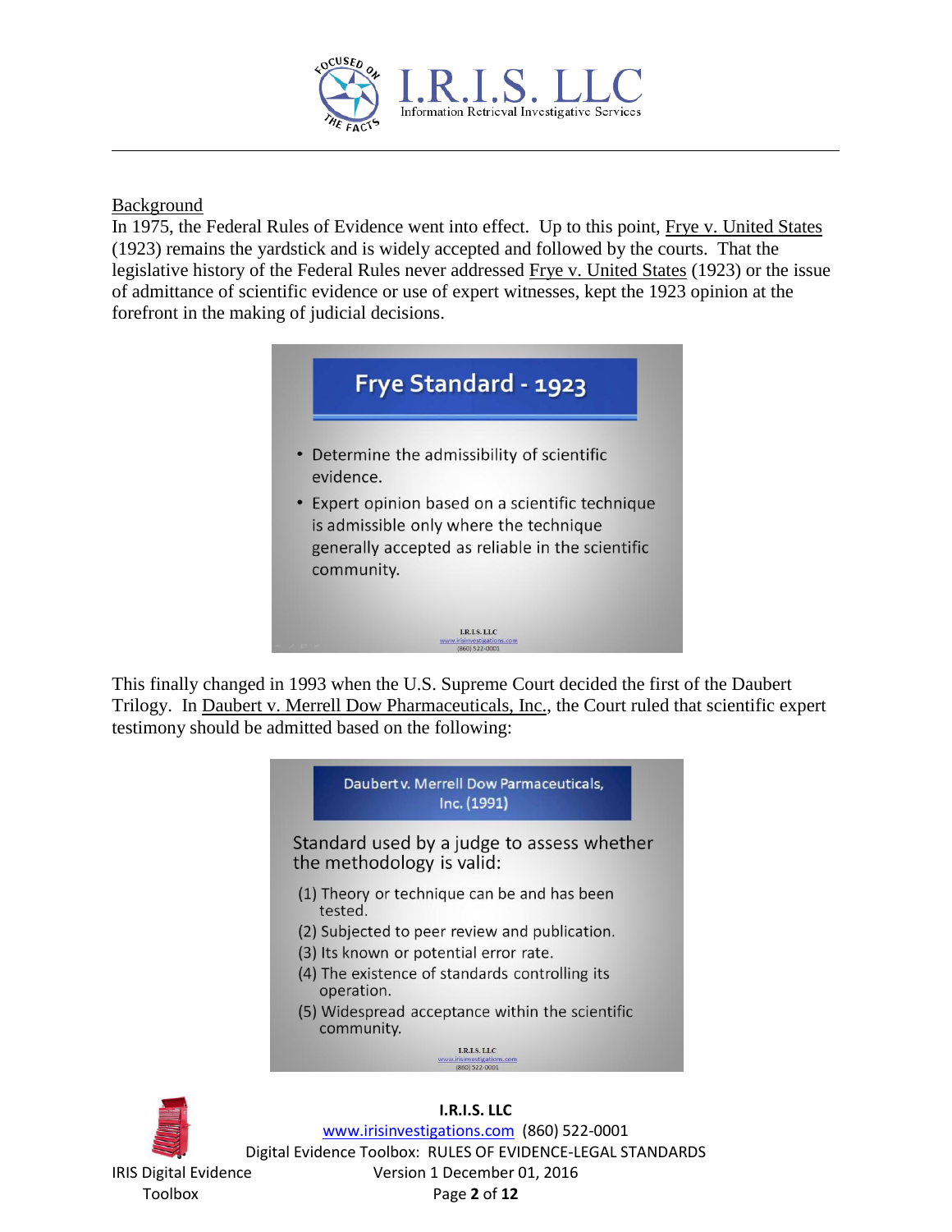Background

In 1975, the Federal Rules of Evidence went into effect. Up to this point, Frye v. United States (1923) remains the yardstick and is widely accepted and followed by the courts. That the legislative history of the Federal Rules never addressed Frye v. United States (1923) or the issue of admittance of scientific evidence or use of expert witnesses, kept the 1923 opinion at the forefront in the making of judicial decisions.

**Frye Standard - 1923**

- Determine the admissibility of scientific evidence.
- Expert opinion based on a scientific technique is admissible only where the technique generally accepted as reliable in the scientific community.

This finally changed in 1993 when the U.S. Supreme Court decided the first of the Daubert Trilogy. In Daubert v. Merrell Dow Pharmaceuticals, Inc., the Court ruled that scientific expert testimony should be admitted based on the following:

**Daubert v. Merrell Dow Parmaceuticals, Inc. (1991)**

Standard used by a judge to assess whether the methodology is valid:

(1) Theory or technique can be and has been tested.
(2) Subjected to peer review and publication.
(3) Its known or potential error rate.
(4) The existence of standards controlling its operation.
(5) Widespread acceptance within the scientific community.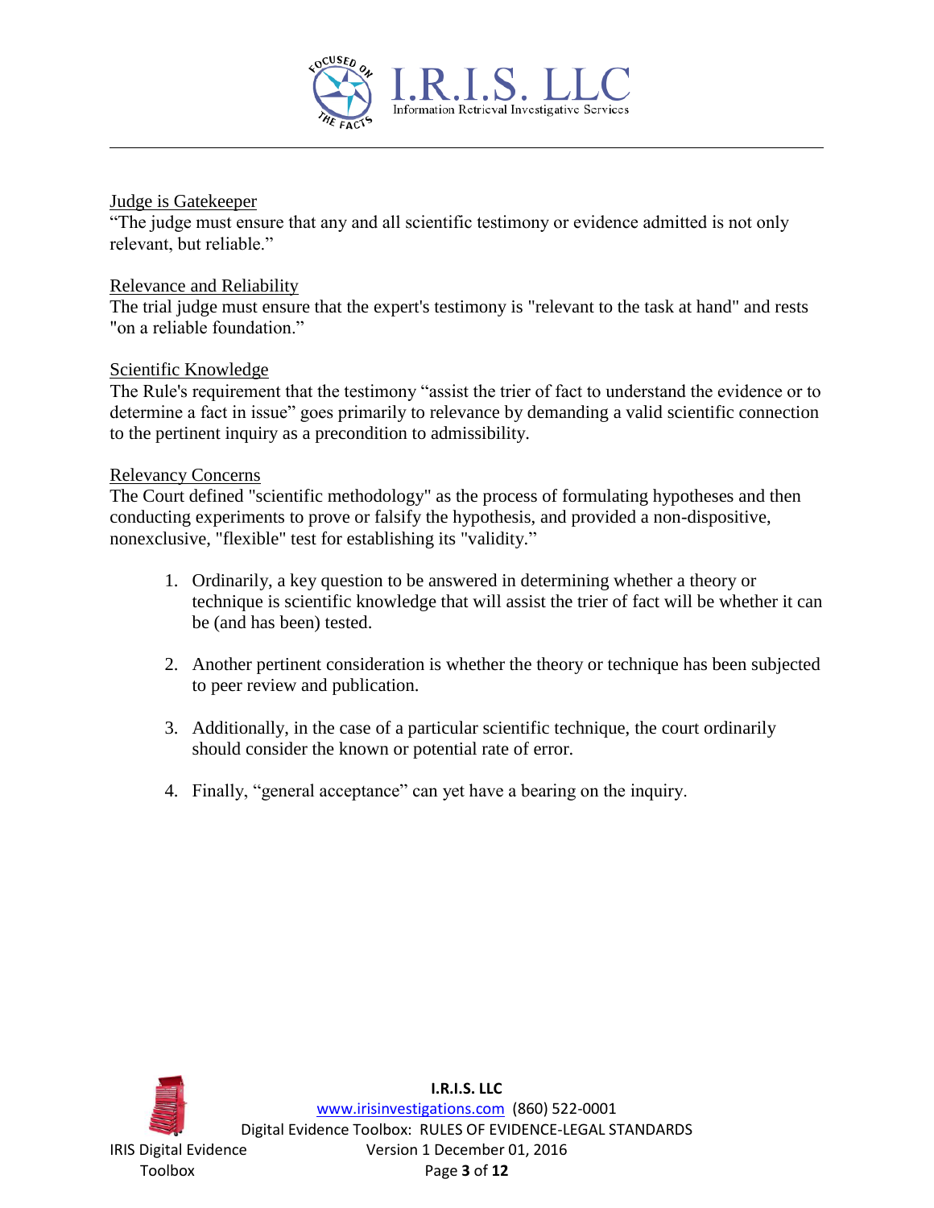Judge is Gatekeeper

"The judge must ensure that any and all scientific testimony or evidence admitted is not only relevant, but reliable."

Relevance and Reliability

The trial judge must ensure that the expert's testimony is "relevant to the task at hand" and rests "on a reliable foundation."

Scientific Knowledge

The Rule's requirement that the testimony "assist the trier of fact to understand the evidence or to determine a fact in issue" goes primarily to relevance by demanding a valid scientific connection to the pertinent inquiry as a precondition to admissibility.

Relevancy Concerns

The Court defined "scientific methodology" as the process of formulating hypotheses and then conducting experiments to prove or falsify the hypothesis, and provided a non-dispositive, nonexclusive, "flexible" test for establishing its "validity."

1. Ordinarily, a key question to be answered in determining whether a theory or technique is scientific knowledge that will assist the trier of fact will be whether it can be (and has been) tested.

2. Another pertinent consideration is whether the theory or technique has been subjected to peer review and publication.

3. Additionally, in the case of a particular scientific technique, the court ordinarily should consider the known or potential rate of error.

4. Finally, "general acceptance" can yet have a bearing on the inquiry.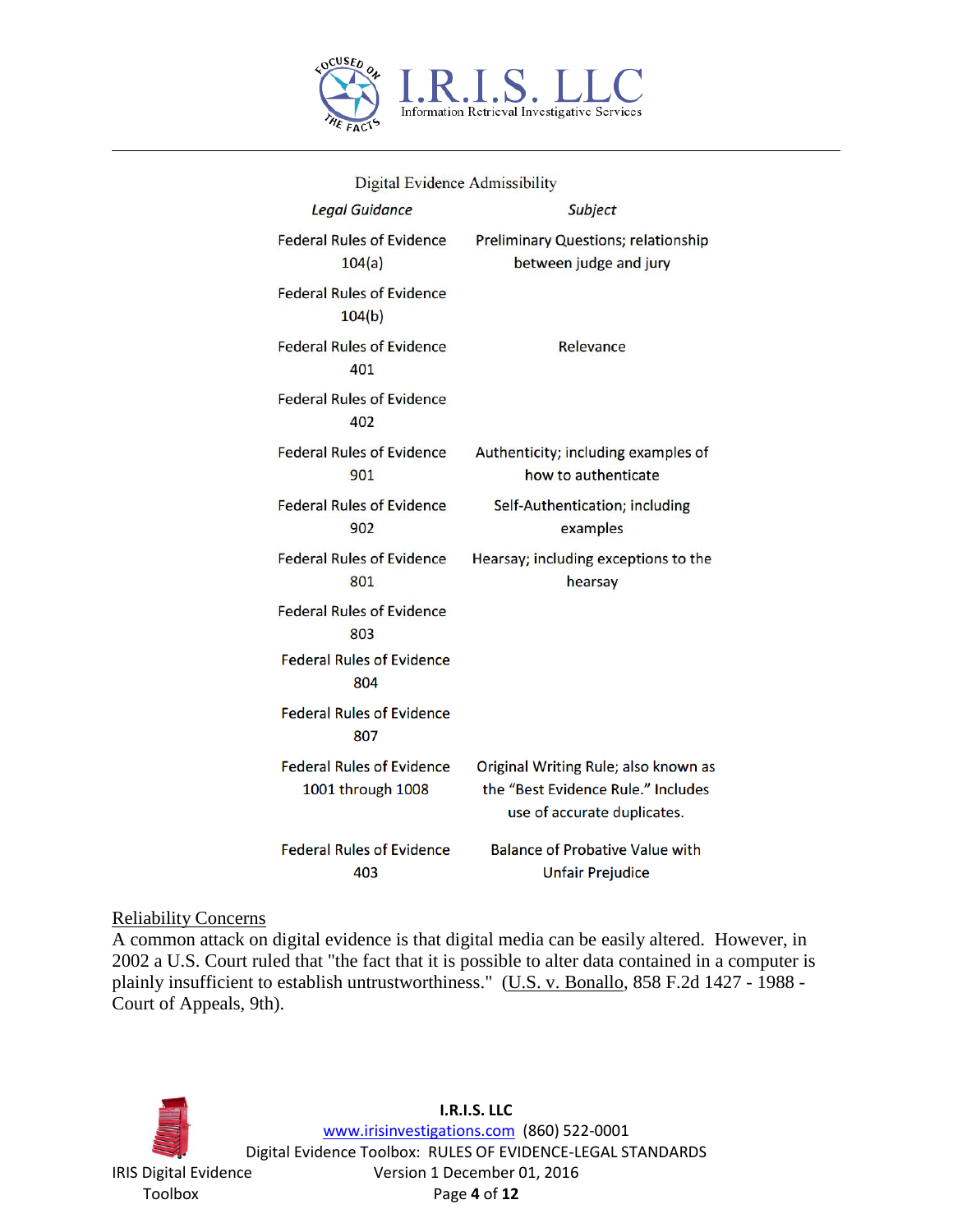Digital Evidence Admissibility

| *Legal Guidance* | *Subject* |
|---|---|
| Federal Rules of Evidence 104(a) | Preliminary Questions; relationship between judge and jury |
| Federal Rules of Evidence 104(b) | |
| Federal Rules of Evidence 401 | Relevance |
| Federal Rules of Evidence 402 | |
| Federal Rules of Evidence 901 | Authenticity; including examples of how to authenticate |
| Federal Rules of Evidence 902 | Self-Authentication; including examples |
| Federal Rules of Evidence 801 | Hearsay; including exceptions to the hearsay |
| Federal Rules of Evidence 803 | |
| Federal Rules of Evidence 804 | |
| Federal Rules of Evidence 807 | |
| Federal Rules of Evidence 1001 through 1008 | Original Writing Rule; also known as the "Best Evidence Rule." Includes use of accurate duplicates. |
| Federal Rules of Evidence 403 | Balance of Probative Value with Unfair Prejudice |

Reliability Concerns

A common attack on digital evidence is that digital media can be easily altered. However, in 2002 a U.S. Court ruled that "the fact that it is possible to alter data contained in a computer is plainly insufficient to establish untrustworthiness." (U.S. v. Bonallo, 858 F.2d 1427 - 1988 - Court of Appeals, 9th).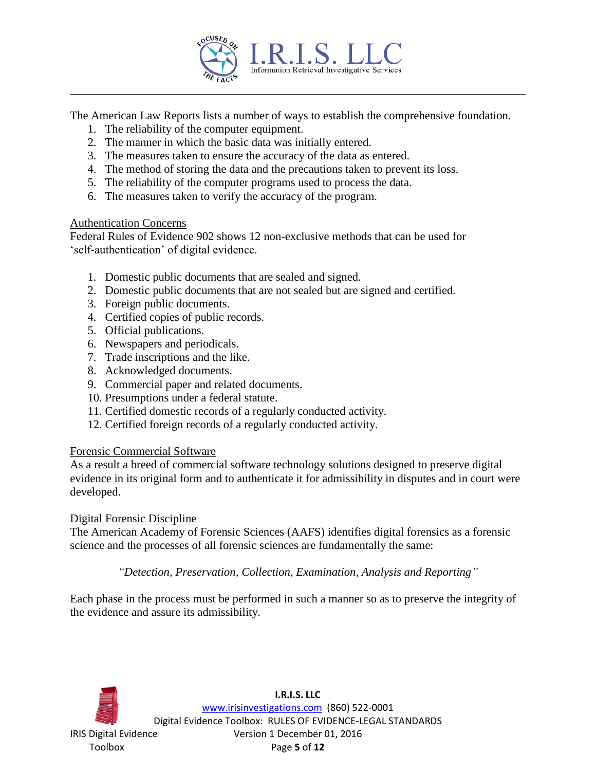The American Law Reports lists a number of ways to establish the comprehensive foundation.

1. The reliability of the computer equipment.
2. The manner in which the basic data was initially entered.
3. The measures taken to ensure the accuracy of the data as entered.
4. The method of storing the data and the precautions taken to prevent its loss.
5. The reliability of the computer programs used to process the data.
6. The measures taken to verify the accuracy of the program.

## Authentication Concerns

Federal Rules of Evidence 902 shows 12 non-exclusive methods that can be used for 'self-authentication' of digital evidence.

1. Domestic public documents that are sealed and signed.
2. Domestic public documents that are not sealed but are signed and certified.
3. Foreign public documents.
4. Certified copies of public records.
5. Official publications.
6. Newspapers and periodicals.
7. Trade inscriptions and the like.
8. Acknowledged documents.
9. Commercial paper and related documents.
10. Presumptions under a federal statute.
11. Certified domestic records of a regularly conducted activity.
12. Certified foreign records of a regularly conducted activity.

## Forensic Commercial Software

As a result a breed of commercial software technology solutions designed to preserve digital evidence in its original form and to authenticate it for admissibility in disputes and in court were developed.

## Digital Forensic Discipline

The American Academy of Forensic Sciences (AAFS) identifies digital forensics as a forensic science and the processes of all forensic sciences are fundamentally the same:

*"Detection, Preservation, Collection, Examination, Analysis and Reporting"*

Each phase in the process must be performed in such a manner so as to preserve the integrity of the evidence and assure its admissibility.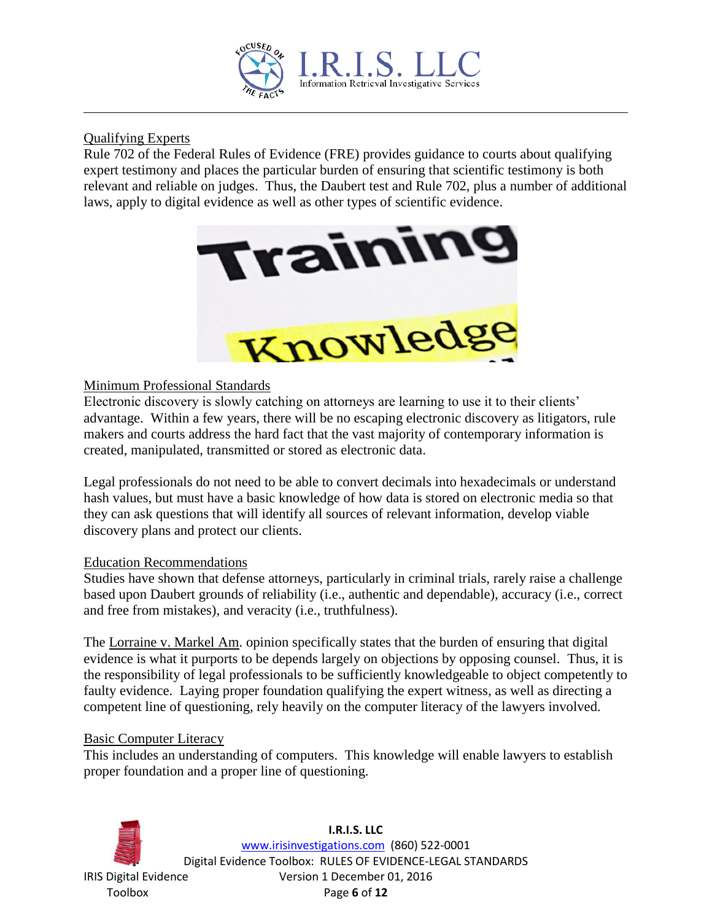## Qualifying Experts

Rule 702 of the Federal Rules of Evidence (FRE) provides guidance to courts about qualifying expert testimony and places the particular burden of ensuring that scientific testimony is both relevant and reliable on judges. Thus, the Daubert test and Rule 702, plus a number of additional laws, apply to digital evidence as well as other types of scientific evidence.

## Minimum Professional Standards

Electronic discovery is slowly catching on attorneys are learning to use it to their clients' advantage. Within a few years, there will be no escaping electronic discovery as litigators, rule makers and courts address the hard fact that the vast majority of contemporary information is created, manipulated, transmitted or stored as electronic data.

Legal professionals do not need to be able to convert decimals into hexadecimals or understand hash values, but must have a basic knowledge of how data is stored on electronic media so that they can ask questions that will identify all sources of relevant information, develop viable discovery plans and protect our clients.

## Education Recommendations

Studies have shown that defense attorneys, particularly in criminal trials, rarely raise a challenge based upon Daubert grounds of reliability (i.e., authentic and dependable), accuracy (i.e., correct and free from mistakes), and veracity (i.e., truthfulness).

The Lorraine v. Markel Am. opinion specifically states that the burden of ensuring that digital evidence is what it purports to be depends largely on objections by opposing counsel. Thus, it is the responsibility of legal professionals to be sufficiently knowledgeable to object competently to faulty evidence. Laying proper foundation qualifying the expert witness, as well as directing a competent line of questioning, rely heavily on the computer literacy of the lawyers involved.

## Basic Computer Literacy

This includes an understanding of computers. This knowledge will enable lawyers to establish proper foundation and a proper line of questioning.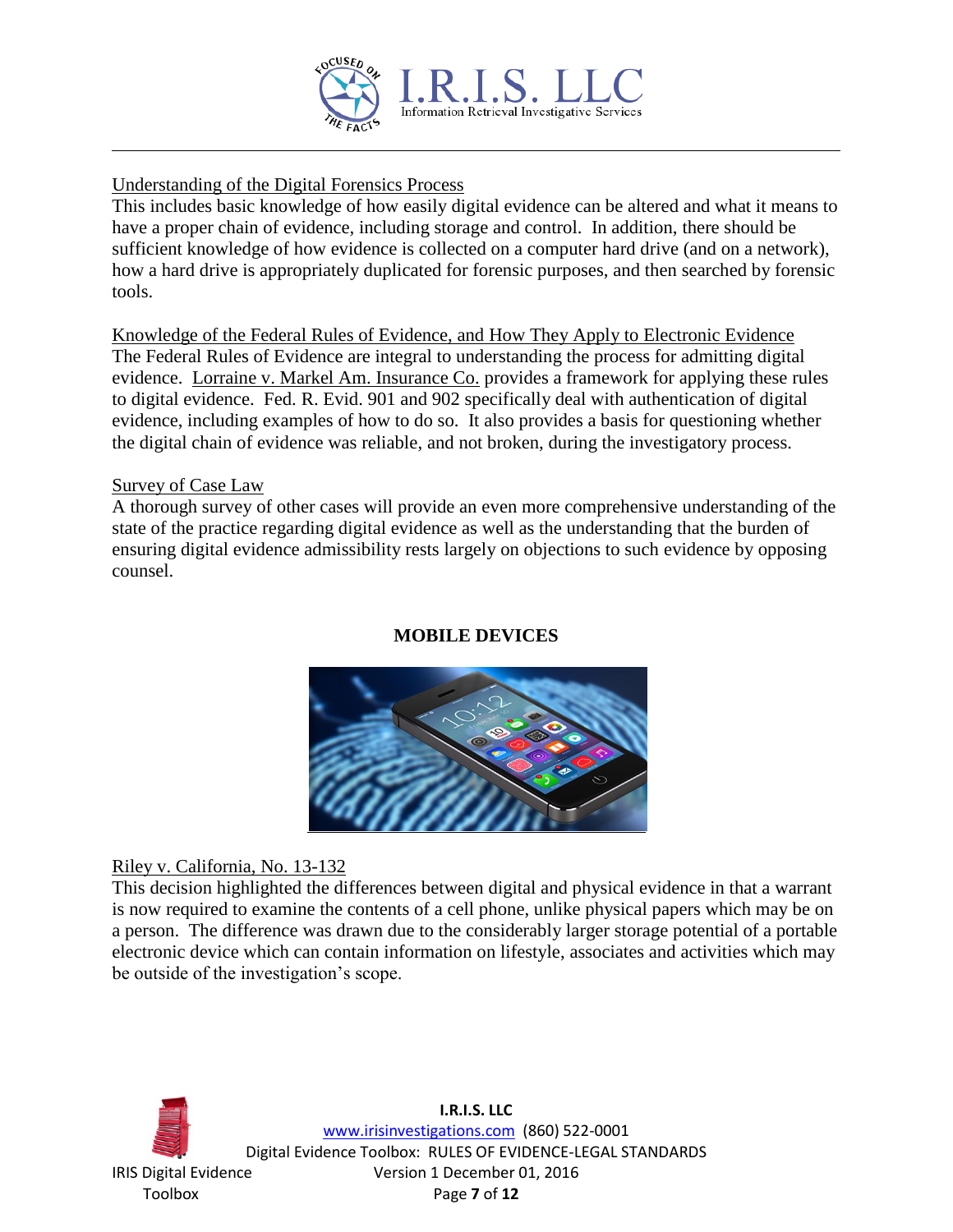Understanding of the Digital Forensics Process

This includes basic knowledge of how easily digital evidence can be altered and what it means to have a proper chain of evidence, including storage and control. In addition, there should be sufficient knowledge of how evidence is collected on a computer hard drive (and on a network), how a hard drive is appropriately duplicated for forensic purposes, and then searched by forensic tools.

Knowledge of the Federal Rules of Evidence, and How They Apply to Electronic Evidence

The Federal Rules of Evidence are integral to understanding the process for admitting digital evidence. Lorraine v. Markel Am. Insurance Co. provides a framework for applying these rules to digital evidence. Fed. R. Evid. 901 and 902 specifically deal with authentication of digital evidence, including examples of how to do so. It also provides a basis for questioning whether the digital chain of evidence was reliable, and not broken, during the investigatory process.

Survey of Case Law

A thorough survey of other cases will provide an even more comprehensive understanding of the state of the practice regarding digital evidence as well as the understanding that the burden of ensuring digital evidence admissibility rests largely on objections to such evidence by opposing counsel.

## MOBILE DEVICES

Riley v. California, No. 13-132

This decision highlighted the differences between digital and physical evidence in that a warrant is now required to examine the contents of a cell phone, unlike physical papers which may be on a person. The difference was drawn due to the considerably larger storage potential of a portable electronic device which can contain information on lifestyle, associates and activities which may be outside of the investigation's scope.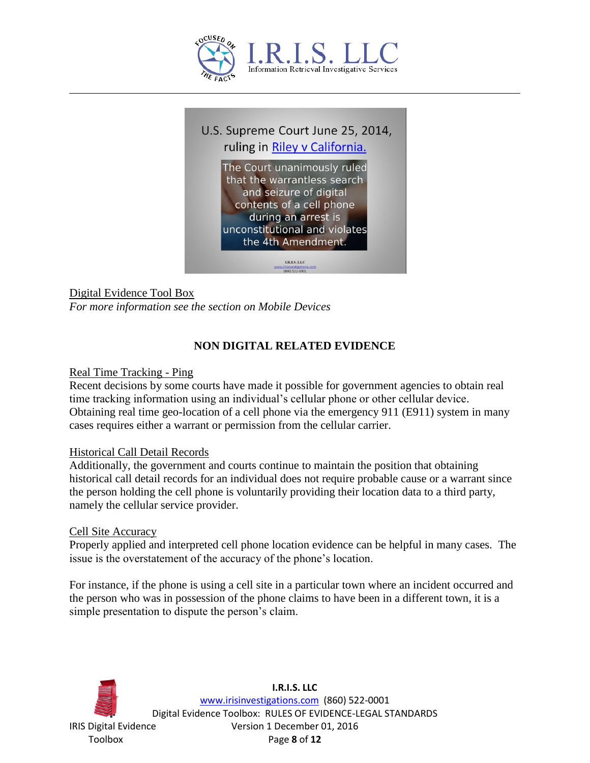U.S. Supreme Court June 25, 2014, ruling in Riley v California.

The Court unanimously ruled that the warrantless search and seizure of digital contents of a cell phone during an arrest is unconstitutional and violates the 4th Amendment.

I.R.I.S. LLC
www.irisinvestigations.com
(860) 522-0001

Digital Evidence Tool Box
*For more information see the section on Mobile Devices*

## NON DIGITAL RELATED EVIDENCE

Real Time Tracking - Ping
Recent decisions by some courts have made it possible for government agencies to obtain real time tracking information using an individual's cellular phone or other cellular device. Obtaining real time geo-location of a cell phone via the emergency 911 (E911) system in many cases requires either a warrant or permission from the cellular carrier.

Historical Call Detail Records
Additionally, the government and courts continue to maintain the position that obtaining historical call detail records for an individual does not require probable cause or a warrant since the person holding the cell phone is voluntarily providing their location data to a third party, namely the cellular service provider.

Cell Site Accuracy
Properly applied and interpreted cell phone location evidence can be helpful in many cases. The issue is the overstatement of the accuracy of the phone's location.

For instance, if the phone is using a cell site in a particular town where an incident occurred and the person who was in possession of the phone claims to have been in a different town, it is a simple presentation to dispute the person's claim.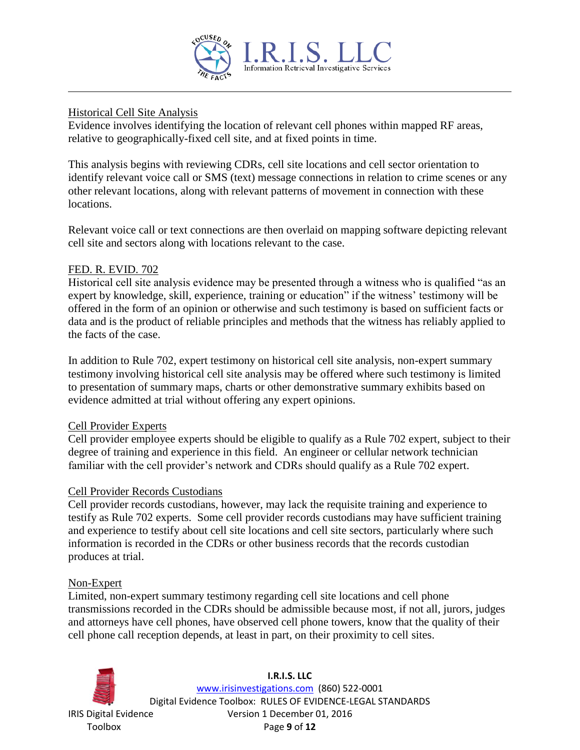## Historical Cell Site Analysis

Evidence involves identifying the location of relevant cell phones within mapped RF areas, relative to geographically-fixed cell site, and at fixed points in time.

This analysis begins with reviewing CDRs, cell site locations and cell sector orientation to identify relevant voice call or SMS (text) message connections in relation to crime scenes or any other relevant locations, along with relevant patterns of movement in connection with these locations.

Relevant voice call or text connections are then overlaid on mapping software depicting relevant cell site and sectors along with locations relevant to the case.

## FED. R. EVID. 702

Historical cell site analysis evidence may be presented through a witness who is qualified "as an expert by knowledge, skill, experience, training or education" if the witness' testimony will be offered in the form of an opinion or otherwise and such testimony is based on sufficient facts or data and is the product of reliable principles and methods that the witness has reliably applied to the facts of the case.

In addition to Rule 702, expert testimony on historical cell site analysis, non-expert summary testimony involving historical cell site analysis may be offered where such testimony is limited to presentation of summary maps, charts or other demonstrative summary exhibits based on evidence admitted at trial without offering any expert opinions.

## Cell Provider Experts

Cell provider employee experts should be eligible to qualify as a Rule 702 expert, subject to their degree of training and experience in this field. An engineer or cellular network technician familiar with the cell provider's network and CDRs should qualify as a Rule 702 expert.

## Cell Provider Records Custodians

Cell provider records custodians, however, may lack the requisite training and experience to testify as Rule 702 experts. Some cell provider records custodians may have sufficient training and experience to testify about cell site locations and cell site sectors, particularly where such information is recorded in the CDRs or other business records that the records custodian produces at trial.

## Non-Expert

Limited, non-expert summary testimony regarding cell site locations and cell phone transmissions recorded in the CDRs should be admissible because most, if not all, jurors, judges and attorneys have cell phones, have observed cell phone towers, know that the quality of their cell phone call reception depends, at least in part, on their proximity to cell sites.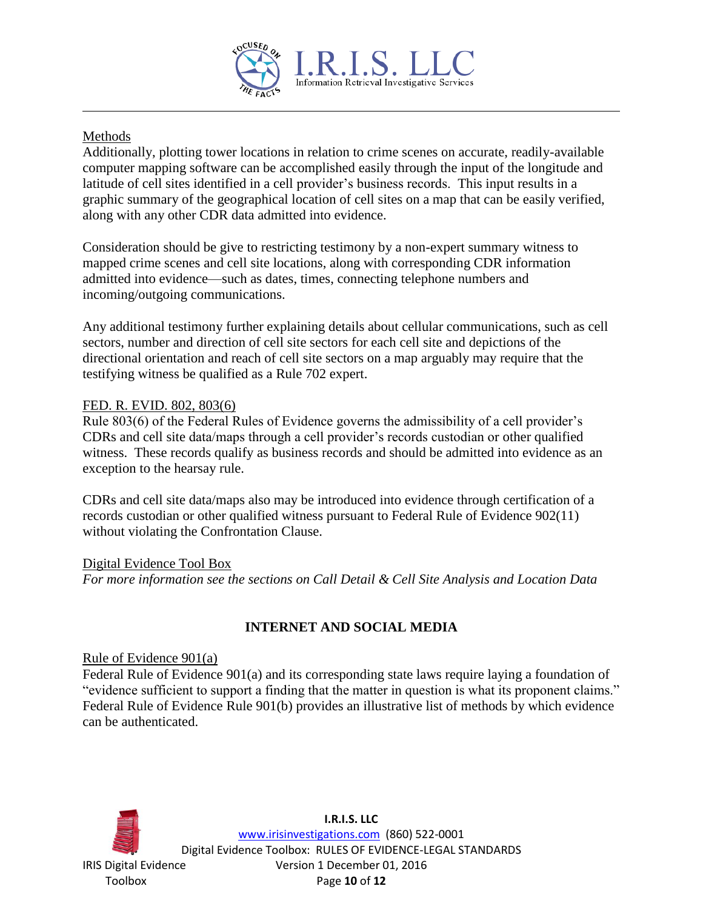Methods

Additionally, plotting tower locations in relation to crime scenes on accurate, readily-available computer mapping software can be accomplished easily through the input of the longitude and latitude of cell sites identified in a cell provider's business records. This input results in a graphic summary of the geographical location of cell sites on a map that can be easily verified, along with any other CDR data admitted into evidence.

Consideration should be give to restricting testimony by a non-expert summary witness to mapped crime scenes and cell site locations, along with corresponding CDR information admitted into evidence—such as dates, times, connecting telephone numbers and incoming/outgoing communications.

Any additional testimony further explaining details about cellular communications, such as cell sectors, number and direction of cell site sectors for each cell site and depictions of the directional orientation and reach of cell site sectors on a map arguably may require that the testifying witness be qualified as a Rule 702 expert.

FED. R. EVID. 802, 803(6)

Rule 803(6) of the Federal Rules of Evidence governs the admissibility of a cell provider's CDRs and cell site data/maps through a cell provider's records custodian or other qualified witness. These records qualify as business records and should be admitted into evidence as an exception to the hearsay rule.

CDRs and cell site data/maps also may be introduced into evidence through certification of a records custodian or other qualified witness pursuant to Federal Rule of Evidence 902(11) without violating the Confrontation Clause.

Digital Evidence Tool Box

*For more information see the sections on Call Detail & Cell Site Analysis and Location Data*

## INTERNET AND SOCIAL MEDIA

Rule of Evidence 901(a)

Federal Rule of Evidence 901(a) and its corresponding state laws require laying a foundation of "evidence sufficient to support a finding that the matter in question is what its proponent claims." Federal Rule of Evidence Rule 901(b) provides an illustrative list of methods by which evidence can be authenticated.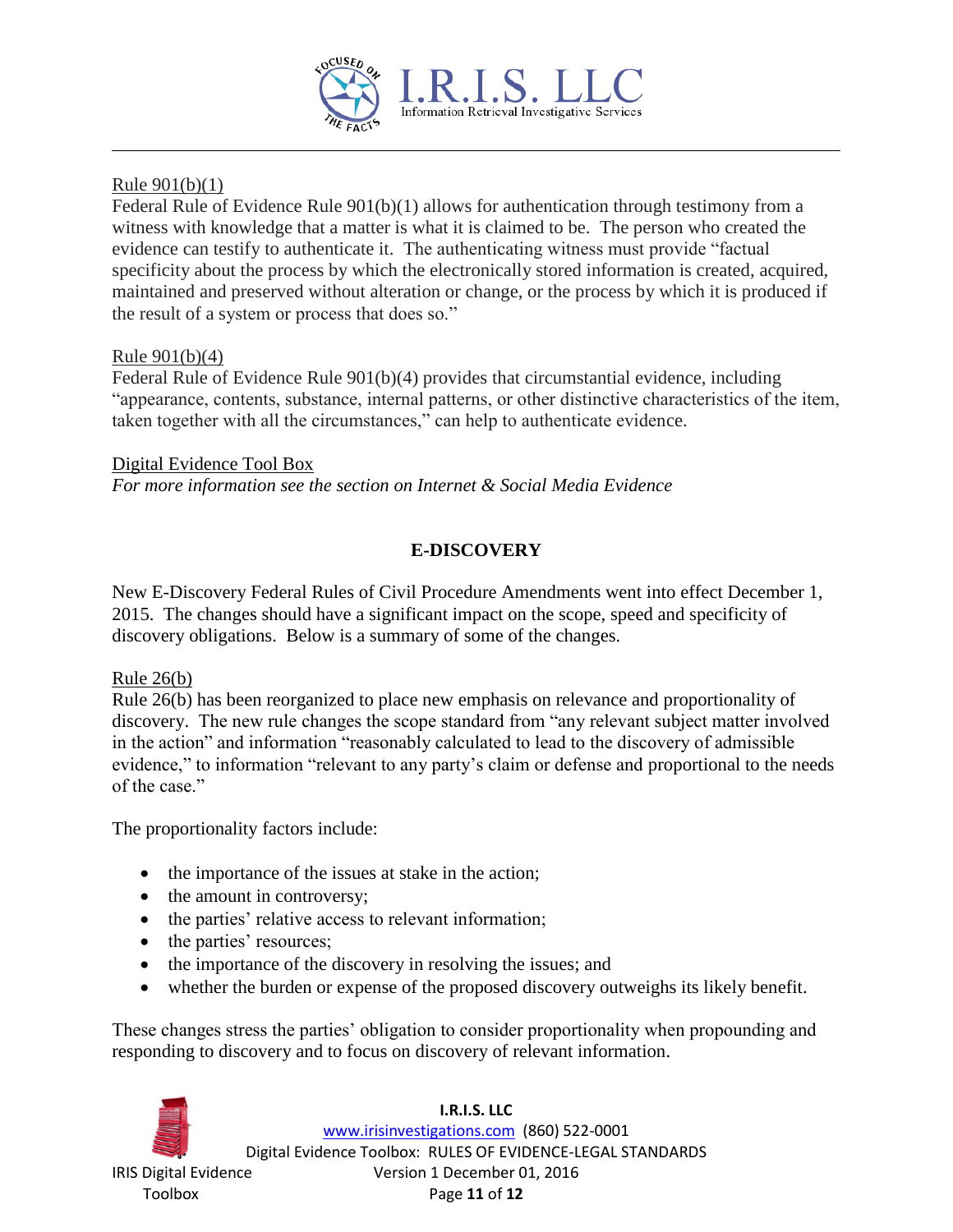Rule 901(b)(1)

Federal Rule of Evidence Rule 901(b)(1) allows for authentication through testimony from a witness with knowledge that a matter is what it is claimed to be. The person who created the evidence can testify to authenticate it. The authenticating witness must provide "factual specificity about the process by which the electronically stored information is created, acquired, maintained and preserved without alteration or change, or the process by which it is produced if the result of a system or process that does so."

Rule 901(b)(4)

Federal Rule of Evidence Rule 901(b)(4) provides that circumstantial evidence, including "appearance, contents, substance, internal patterns, or other distinctive characteristics of the item, taken together with all the circumstances," can help to authenticate evidence.

Digital Evidence Tool Box

*For more information see the section on Internet & Social Media Evidence*

## E-DISCOVERY

New E-Discovery Federal Rules of Civil Procedure Amendments went into effect December 1, 2015. The changes should have a significant impact on the scope, speed and specificity of discovery obligations. Below is a summary of some of the changes.

Rule 26(b)

Rule 26(b) has been reorganized to place new emphasis on relevance and proportionality of discovery. The new rule changes the scope standard from "any relevant subject matter involved in the action" and information "reasonably calculated to lead to the discovery of admissible evidence," to information "relevant to any party's claim or defense and proportional to the needs of the case."

The proportionality factors include:

- the importance of the issues at stake in the action;
- the amount in controversy;
- the parties' relative access to relevant information;
- the parties' resources;
- the importance of the discovery in resolving the issues; and
- whether the burden or expense of the proposed discovery outweighs its likely benefit.

These changes stress the parties' obligation to consider proportionality when propounding and responding to discovery and to focus on discovery of relevant information.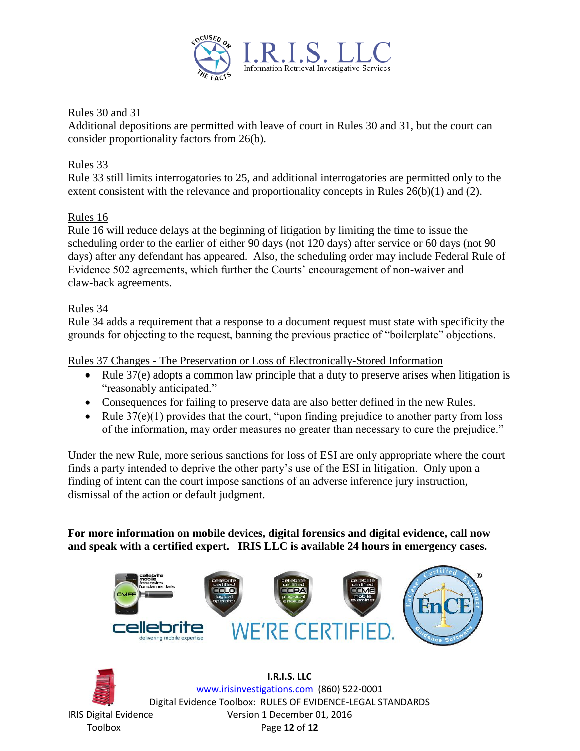Rules 30 and 31

Additional depositions are permitted with leave of court in Rules 30 and 31, but the court can consider proportionality factors from 26(b).

Rules 33

Rule 33 still limits interrogatories to 25, and additional interrogatories are permitted only to the extent consistent with the relevance and proportionality concepts in Rules 26(b)(1) and (2).

Rules 16

Rule 16 will reduce delays at the beginning of litigation by limiting the time to issue the scheduling order to the earlier of either 90 days (not 120 days) after service or 60 days (not 90 days) after any defendant has appeared. Also, the scheduling order may include Federal Rule of Evidence 502 agreements, which further the Courts' encouragement of non-waiver and claw-back agreements.

Rules 34

Rule 34 adds a requirement that a response to a document request must state with specificity the grounds for objecting to the request, banning the previous practice of "boilerplate" objections.

Rules 37 Changes - The Preservation or Loss of Electronically-Stored Information

- Rule 37(e) adopts a common law principle that a duty to preserve arises when litigation is "reasonably anticipated."
- Consequences for failing to preserve data are also better defined in the new Rules.
- Rule 37(e)(1) provides that the court, "upon finding prejudice to another party from loss of the information, may order measures no greater than necessary to cure the prejudice."

Under the new Rule, more serious sanctions for loss of ESI are only appropriate where the court finds a party intended to deprive the other party's use of the ESI in litigation. Only upon a finding of intent can the court impose sanctions of an adverse inference jury instruction, dismissal of the action or default judgment.

**For more information on mobile devices, digital forensics and digital evidence, call now and speak with a certified expert. IRIS LLC is available 24 hours in emergency cases.**

WE'RE CERTIFIED.